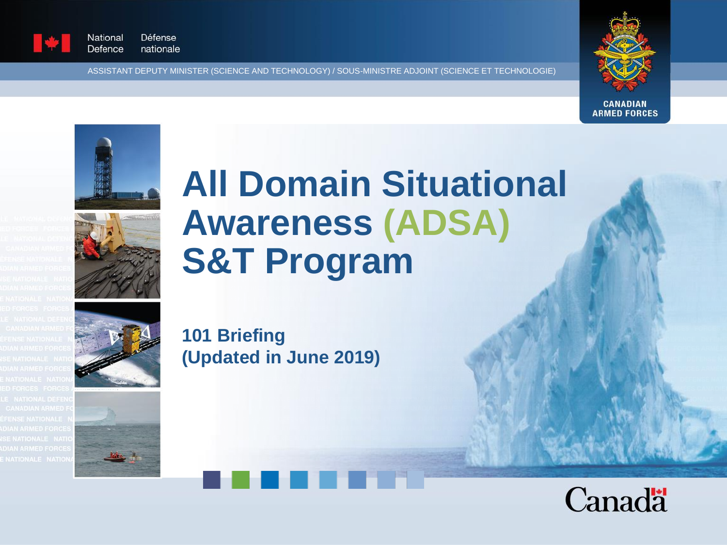National Defence / Défense nationale

ASSISTANT DEPUTY MINISTER (SCIENCE AND TECHNOLOGY) / SOUS-MINISTRE ADJOINT (SCIENCE ET TECHNOLOGIE)

CANADIAN ARMED FORCES

# All Domain Situational Awareness (ADSA) S&T Program

## 101 Briefing (Updated in June 2019)

Canada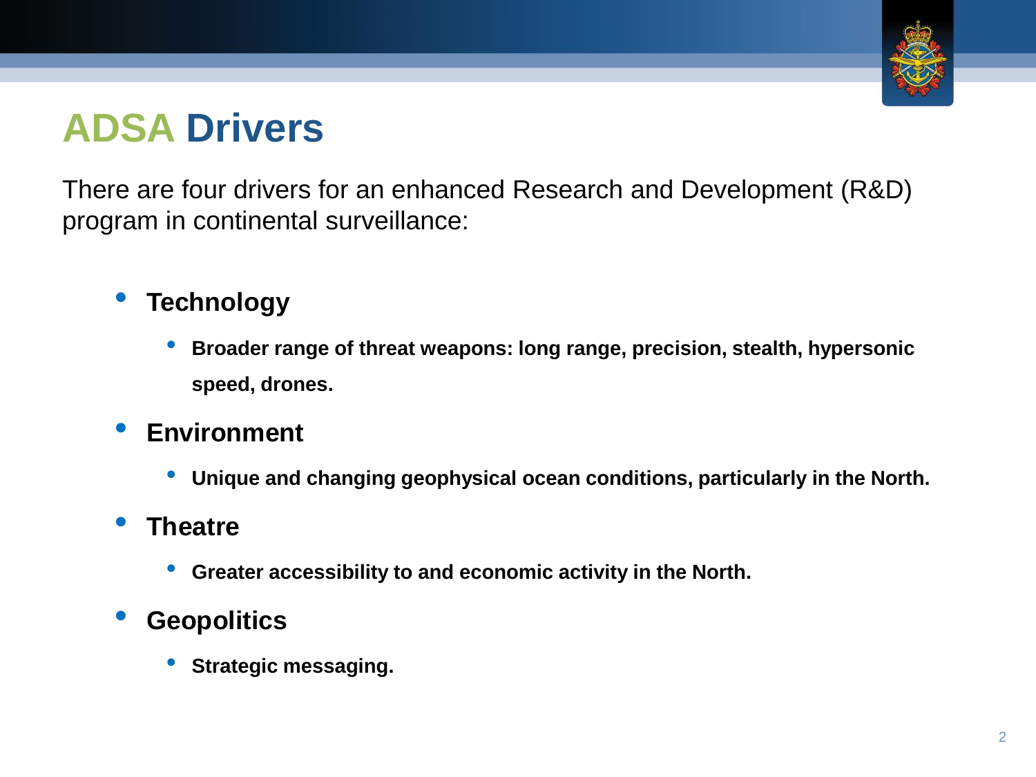# ADSA Drivers

There are four drivers for an enhanced Research and Development (R&D) program in continental surveillance:

- **Technology**
  - **Broader range of threat weapons: long range, precision, stealth, hypersonic speed, drones.**
- **Environment**
  - **Unique and changing geophysical ocean conditions, particularly in the North.**
- **Theatre**
  - **Greater accessibility to and economic activity in the North.**
- **Geopolitics**
  - **Strategic messaging.**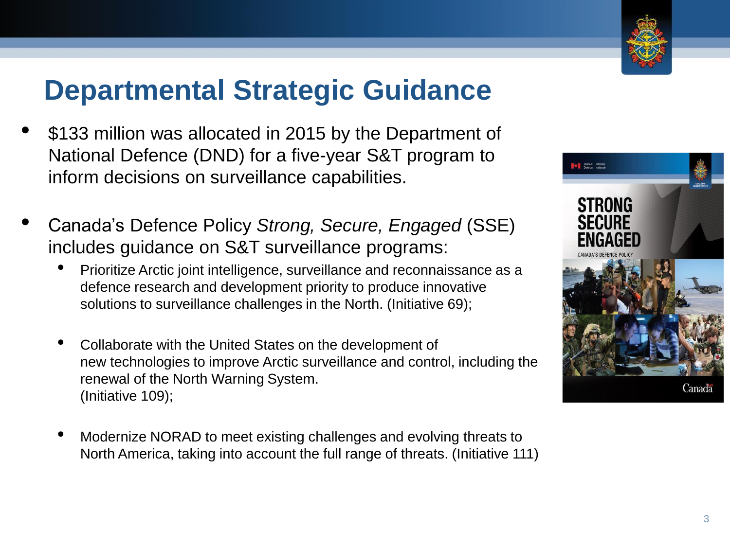# Departmental Strategic Guidance

- $133 million was allocated in 2015 by the Department of National Defence (DND) for a five-year S&T program to inform decisions on surveillance capabilities.

- Canada's Defence Policy *Strong, Secure, Engaged* (SSE) includes guidance on S&T surveillance programs:
  - Prioritize Arctic joint intelligence, surveillance and reconnaissance as a defence research and development priority to produce innovative solutions to surveillance challenges in the North. (Initiative 69);
  - Collaborate with the United States on the development of new technologies to improve Arctic surveillance and control, including the renewal of the North Warning System. (Initiative 109);
  - Modernize NORAD to meet existing challenges and evolving threats to North America, taking into account the full range of threats. (Initiative 111)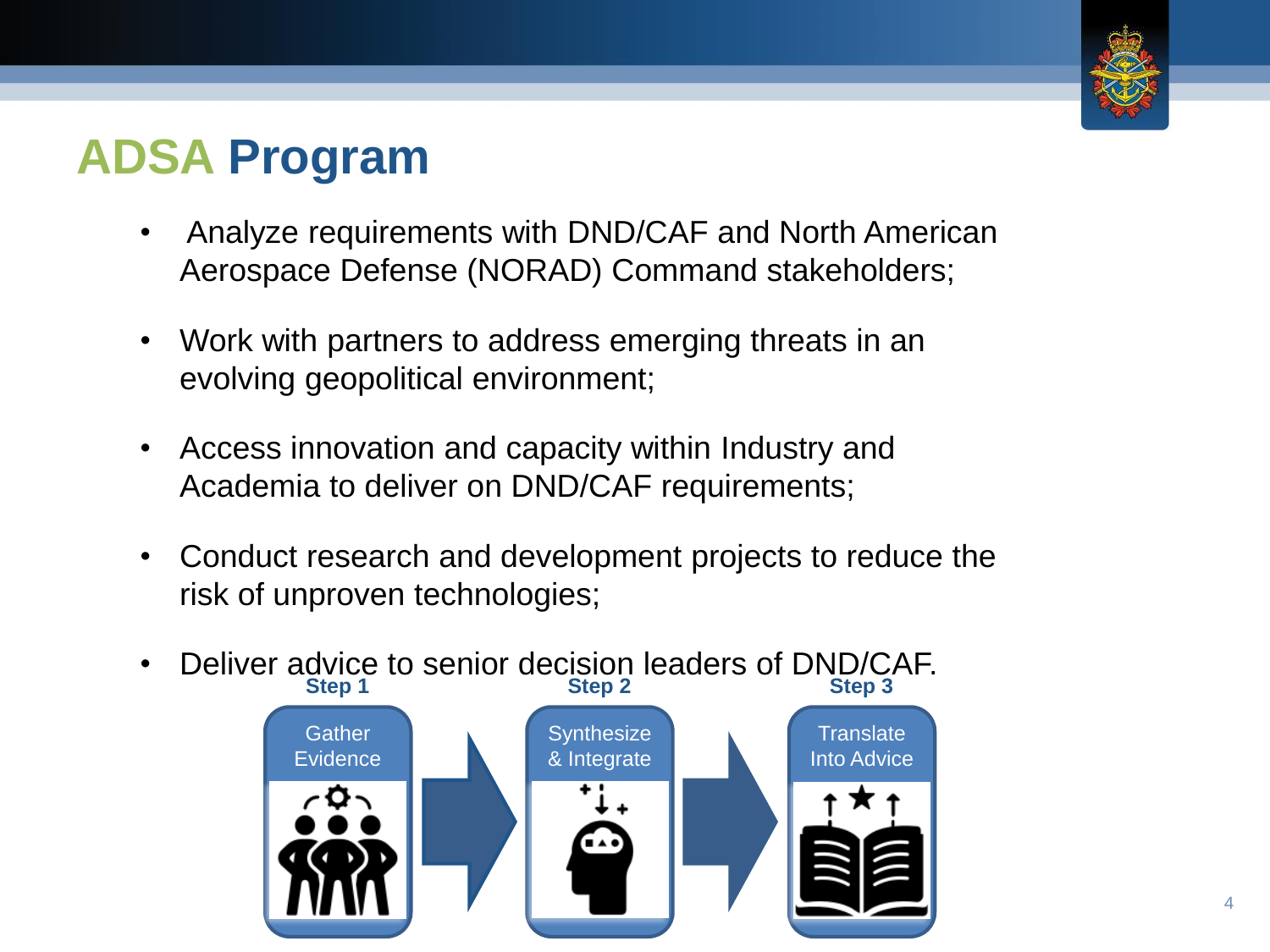# ADSA Program

- Analyze requirements with DND/CAF and North American Aerospace Defense (NORAD) Command stakeholders;
- Work with partners to address emerging threats in an evolving geopolitical environment;
- Access innovation and capacity within Industry and Academia to deliver on DND/CAF requirements;
- Conduct research and development projects to reduce the risk of unproven technologies;
- Deliver advice to senior decision leaders of DND/CAF.

**Step 1** Gather Evidence → **Step 2** Synthesize & Integrate → **Step 3** Translate Into Advice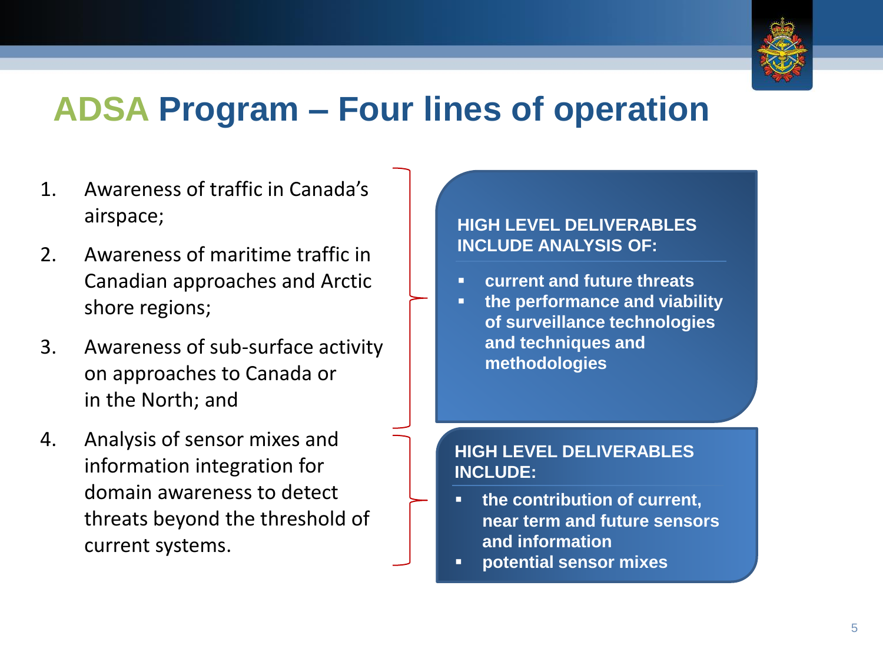# ADSA Program – Four lines of operation

1. Awareness of traffic in Canada's airspace;
2. Awareness of maritime traffic in Canadian approaches and Arctic shore regions;
3. Awareness of sub-surface activity on approaches to Canada or in the North; and
4. Analysis of sensor mixes and information integration for domain awareness to detect threats beyond the threshold of current systems.

**HIGH LEVEL DELIVERABLES INCLUDE ANALYSIS OF:**

- **current and future threats**
- **the performance and viability of surveillance technologies and techniques and methodologies**

**HIGH LEVEL DELIVERABLES INCLUDE:**

- **the contribution of current, near term and future sensors and information**
- **potential sensor mixes**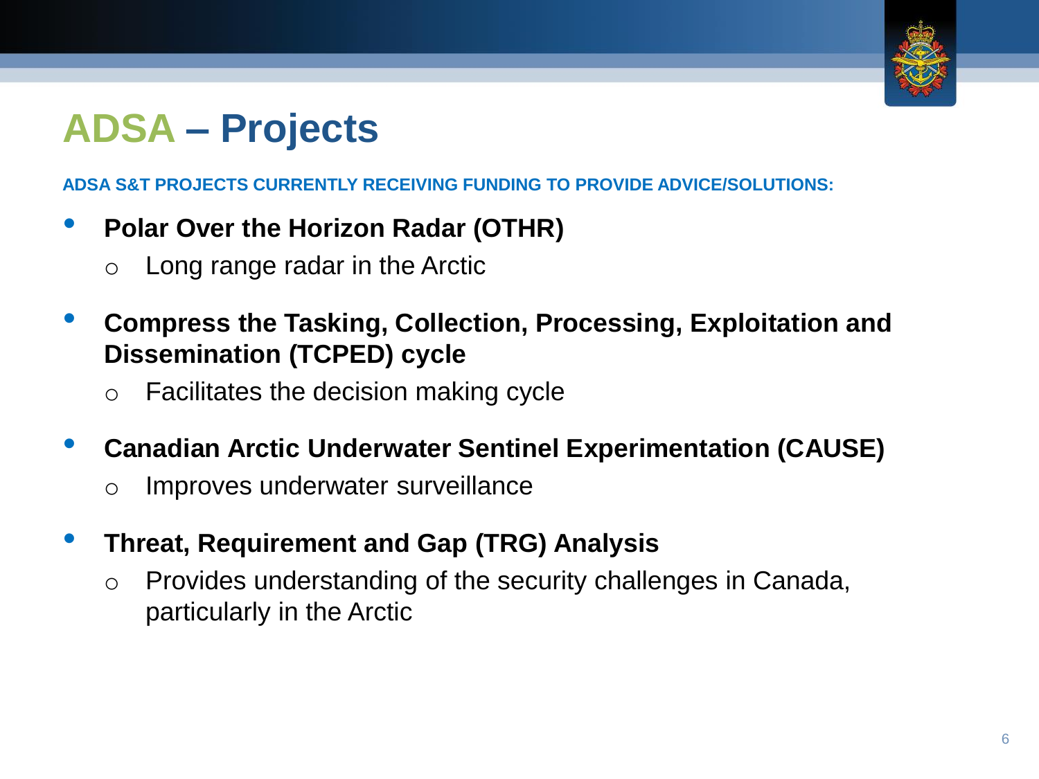# ADSA – Projects

**ADSA S&T PROJECTS CURRENTLY RECEIVING FUNDING TO PROVIDE ADVICE/SOLUTIONS:**

- **Polar Over the Horizon Radar (OTHR)**
  - Long range radar in the Arctic
- **Compress the Tasking, Collection, Processing, Exploitation and Dissemination (TCPED) cycle**
  - Facilitates the decision making cycle
- **Canadian Arctic Underwater Sentinel Experimentation (CAUSE)**
  - Improves underwater surveillance
- **Threat, Requirement and Gap (TRG) Analysis**
  - Provides understanding of the security challenges in Canada, particularly in the Arctic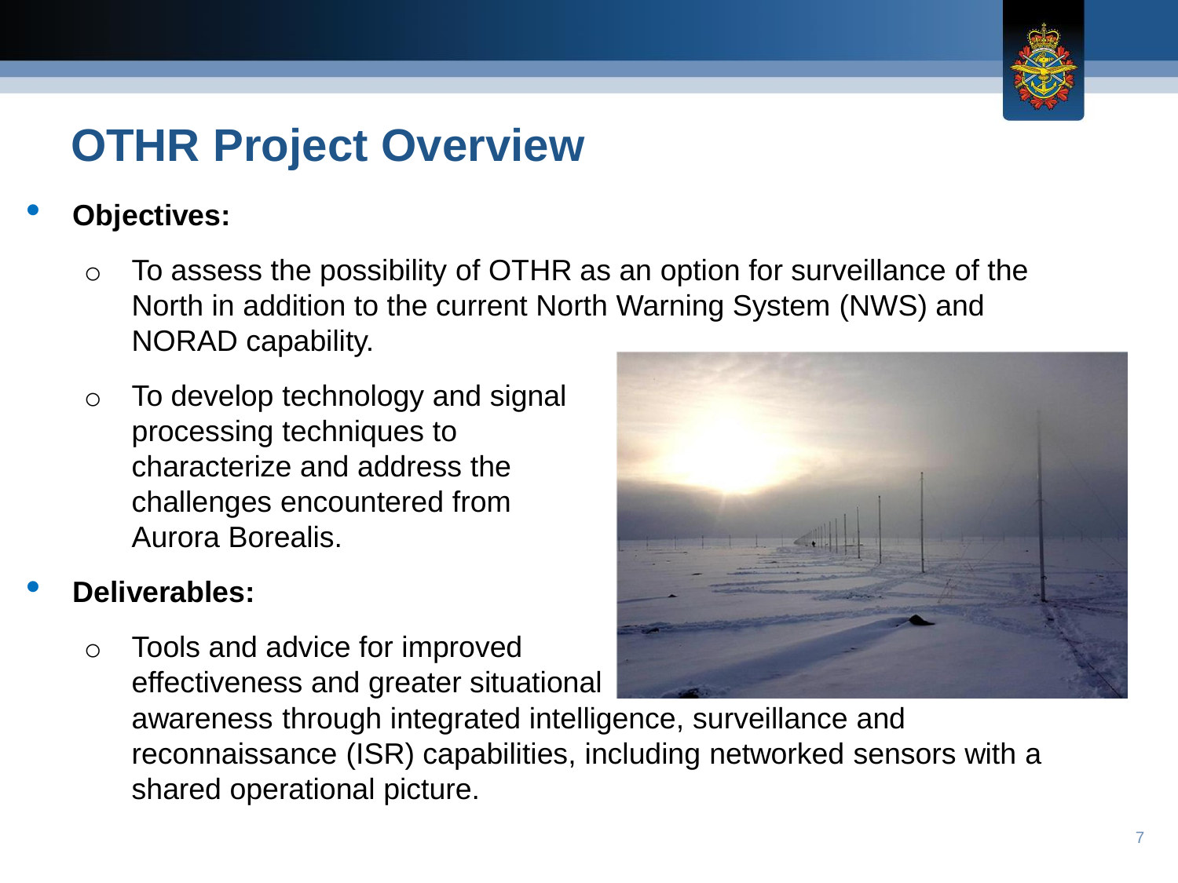# OTHR Project Overview

- **Objectives:**
  - To assess the possibility of OTHR as an option for surveillance of the North in addition to the current North Warning System (NWS) and NORAD capability.
  - To develop technology and signal processing techniques to characterize and address the challenges encountered from Aurora Borealis.
- **Deliverables:**
  - Tools and advice for improved effectiveness and greater situational awareness through integrated intelligence, surveillance and reconnaissance (ISR) capabilities, including networked sensors with a shared operational picture.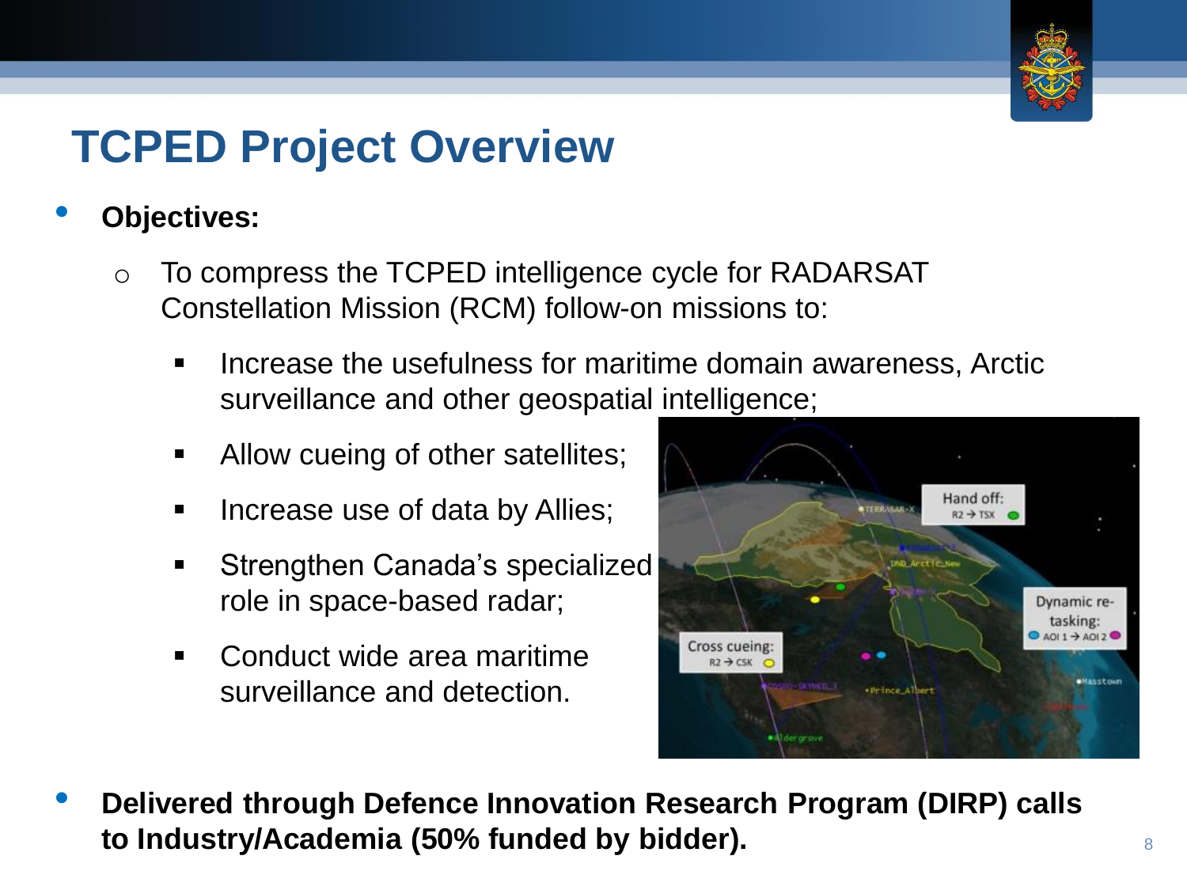# TCPED Project Overview

- **Objectives:**
  - To compress the TCPED intelligence cycle for RADARSAT Constellation Mission (RCM) follow-on missions to:
    - Increase the usefulness for maritime domain awareness, Arctic surveillance and other geospatial intelligence;
    - Allow cueing of other satellites;
    - Increase use of data by Allies;
    - Strengthen Canada's specialized role in space-based radar;
    - Conduct wide area maritime surveillance and detection.

- **Delivered through Defence Innovation Research Program (DIRP) calls to Industry/Academia (50% funded by bidder).**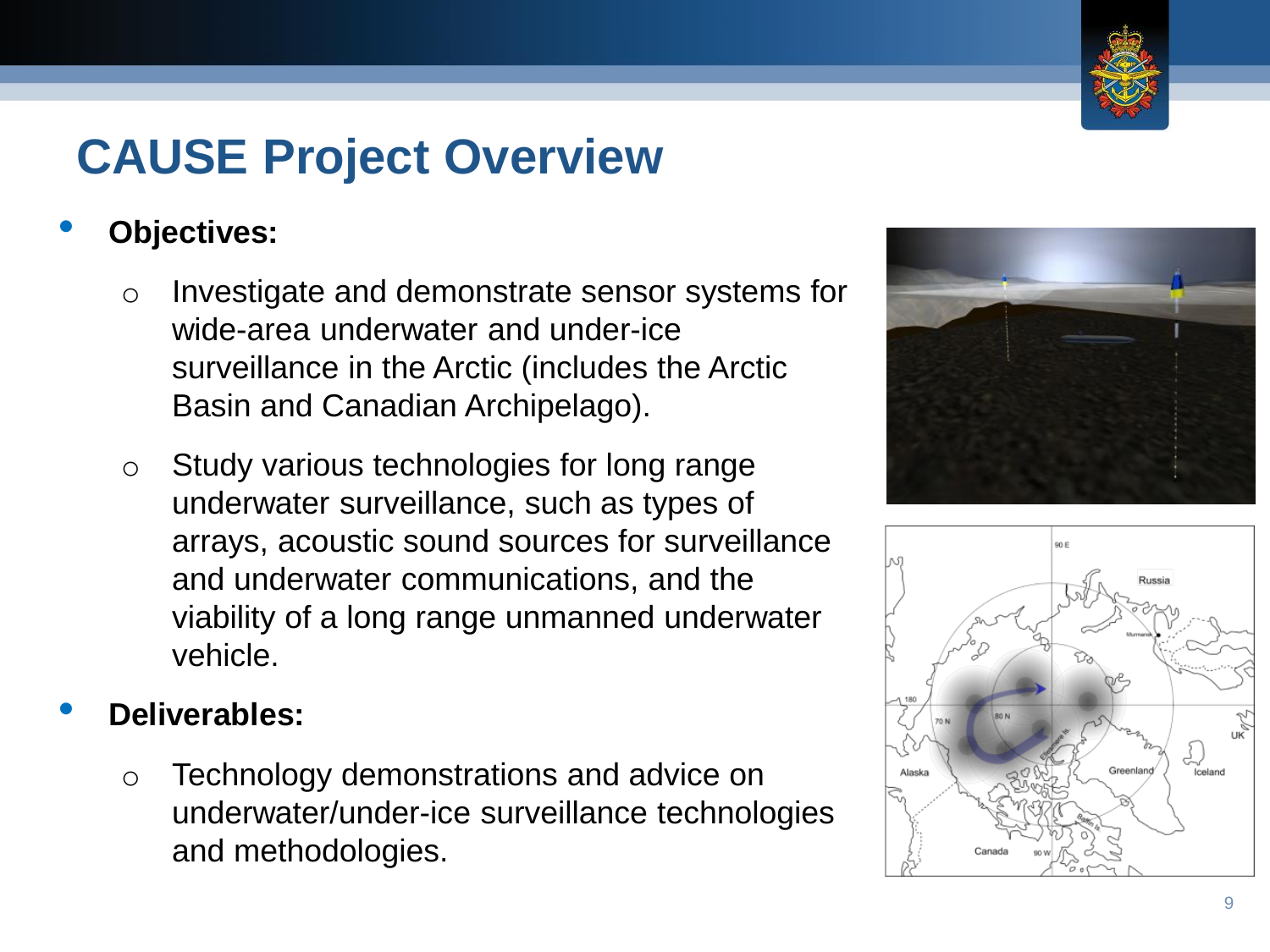# CAUSE Project Overview

- **Objectives:**
  - Investigate and demonstrate sensor systems for wide-area underwater and under-ice surveillance in the Arctic (includes the Arctic Basin and Canadian Archipelago).
  - Study various technologies for long range underwater surveillance, such as types of arrays, acoustic sound sources for surveillance and underwater communications, and the viability of a long range unmanned underwater vehicle.
- **Deliverables:**
  - Technology demonstrations and advice on underwater/under-ice surveillance technologies and methodologies.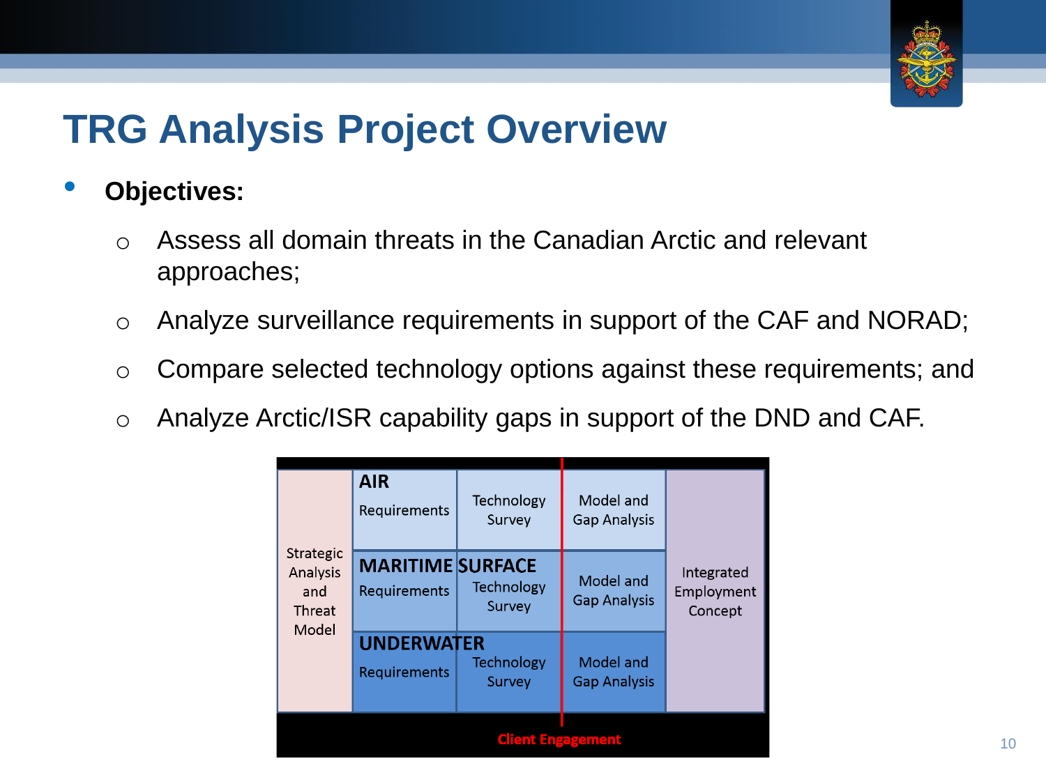# TRG Analysis Project Overview

- **Objectives:**
  - Assess all domain threats in the Canadian Arctic and relevant approaches;
  - Analyze surveillance requirements in support of the CAF and NORAD;
  - Compare selected technology options against these requirements; and
  - Analyze Arctic/ISR capability gaps in support of the DND and CAF.

| Strategic Analysis and Threat Model | Requirements | Technology Survey | Model and Gap Analysis | Integrated Employment Concept |
|---|---|---|---|---|
| | **AIR** Requirements | Technology Survey | Model and Gap Analysis | |
| | **MARITIME SURFACE** Requirements | Technology Survey | Model and Gap Analysis | |
| | **UNDERWATER** Requirements | Technology Survey | Model and Gap Analysis | |

**Client Engagement**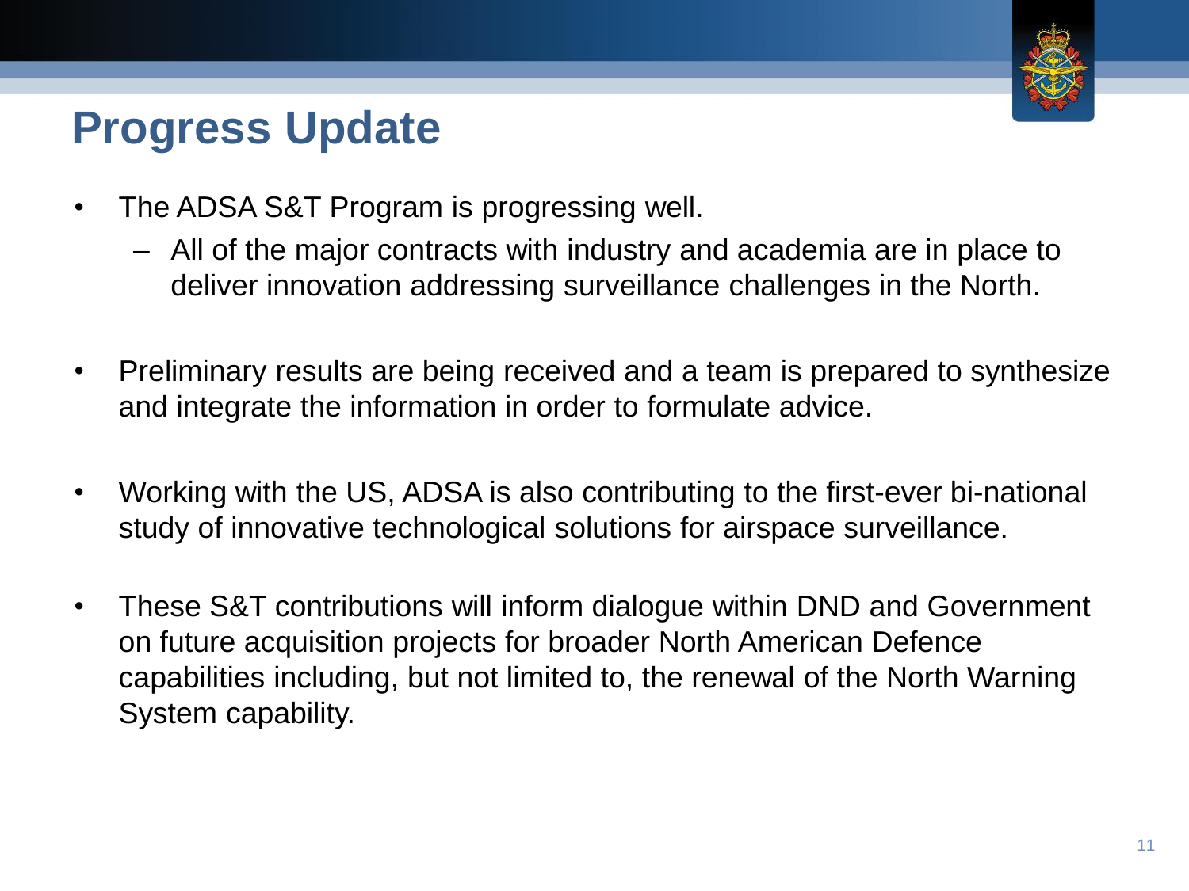# Progress Update

- The ADSA S&T Program is progressing well.
  - All of the major contracts with industry and academia are in place to deliver innovation addressing surveillance challenges in the North.

- Preliminary results are being received and a team is prepared to synthesize and integrate the information in order to formulate advice.

- Working with the US, ADSA is also contributing to the first-ever bi-national study of innovative technological solutions for airspace surveillance.

- These S&T contributions will inform dialogue within DND and Government on future acquisition projects for broader North American Defence capabilities including, but not limited to, the renewal of the North Warning System capability.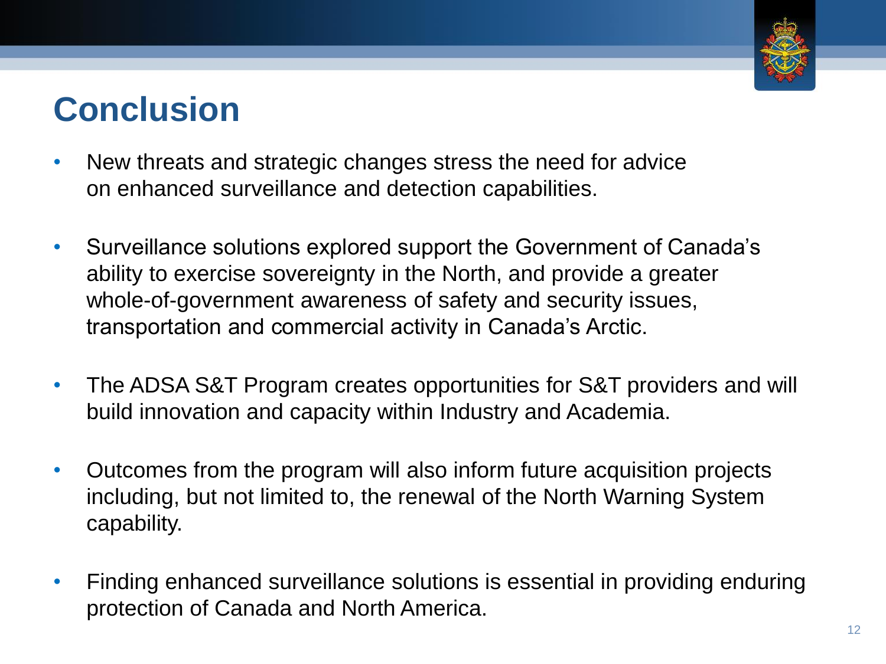# Conclusion

- New threats and strategic changes stress the need for advice on enhanced surveillance and detection capabilities.
- Surveillance solutions explored support the Government of Canada's ability to exercise sovereignty in the North, and provide a greater whole-of-government awareness of safety and security issues, transportation and commercial activity in Canada's Arctic.
- The ADSA S&T Program creates opportunities for S&T providers and will build innovation and capacity within Industry and Academia.
- Outcomes from the program will also inform future acquisition projects including, but not limited to, the renewal of the North Warning System capability.
- Finding enhanced surveillance solutions is essential in providing enduring protection of Canada and North America.